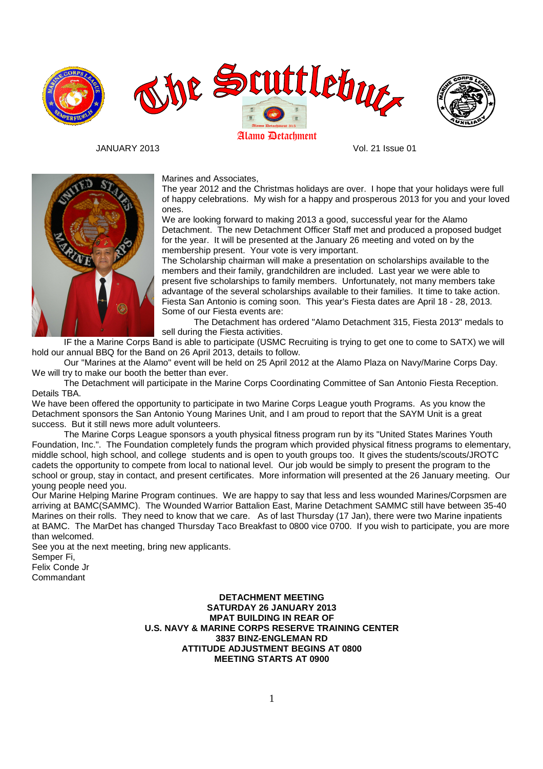# The Scuttlebutt

Alamo Detachment

JANUARY 2013 Vol. 21 Issue 01

Marines and Associates,

The year 2012 and the Christmas holidays are over. I hope that your holidays were full of happy celebrations. My wish for a happy and prosperous 2013 for you and your loved ones.

We are looking forward to making 2013 a good, successful year for the Alamo Detachment. The new Detachment Officer Staff met and produced a proposed budget for the year. It will be presented at the January 26 meeting and voted on by the membership present. Your vote is very important.

The Scholarship chairman will make a presentation on scholarships available to the members and their family, grandchildren are included. Last year we were able to present five scholarships to family members. Unfortunately, not many members take advantage of the several scholarships available to their families. It time to take action.

Fiesta San Antonio is coming soon. This year's Fiesta dates are April 18 - 28, 2013. Some of our Fiesta events are:

The Detachment has ordered "Alamo Detachment 315, Fiesta 2013" medals to sell during the Fiesta activities.

IF the a Marine Corps Band is able to participate (USMC Recruiting is trying to get one to come to SATX) we will hold our annual BBQ for the Band on 26 April 2013, details to follow.

Our "Marines at the Alamo" event will be held on 25 April 2012 at the Alamo Plaza on Navy/Marine Corps Day. We will try to make our booth the better than ever.

The Detachment will participate in the Marine Corps Coordinating Committee of San Antonio Fiesta Reception. Details TBA.

We have been offered the opportunity to participate in two Marine Corps League youth Programs. As you know the Detachment sponsors the San Antonio Young Marines Unit, and I am proud to report that the SAYM Unit is a great success. But it still news more adult volunteers.

The Marine Corps League sponsors a youth physical fitness program run by its "United States Marines Youth Foundation, Inc.". The Foundation completely funds the program which provided physical fitness programs to elementary, middle school, high school, and college students and is open to youth groups too. It gives the students/scouts/JROTC cadets the opportunity to compete from local to national level. Our job would be simply to present the program to the school or group, stay in contact, and present certificates. More information will presented at the 26 January meeting. Our young people need you.

Our Marine Helping Marine Program continues. We are happy to say that less and less wounded Marines/Corpsmen are arriving at BAMC(SAMMC). The Wounded Warrior Battalion East, Marine Detachment SAMMC still have between 35-40 Marines on their rolls. They need to know that we care. As of last Thursday (17 Jan), there were two Marine inpatients at BAMC. The MarDet has changed Thursday Taco Breakfast to 0800 vice 0700. If you wish to participate, you are more than welcomed.

See you at the next meeting, bring new applicants.

Semper Fi,  
Felix Conde Jr  
Commandant

**DETACHMENT MEETING**  
**SATURDAY 26 JANUARY 2013**  
**MPAT BUILDING IN REAR OF**  
**U.S. NAVY & MARINE CORPS RESERVE TRAINING CENTER**  
**3837 BINZ-ENGLEMAN RD**  
**ATTITUDE ADJUSTMENT BEGINS AT 0800**  
**MEETING STARTS AT 0900**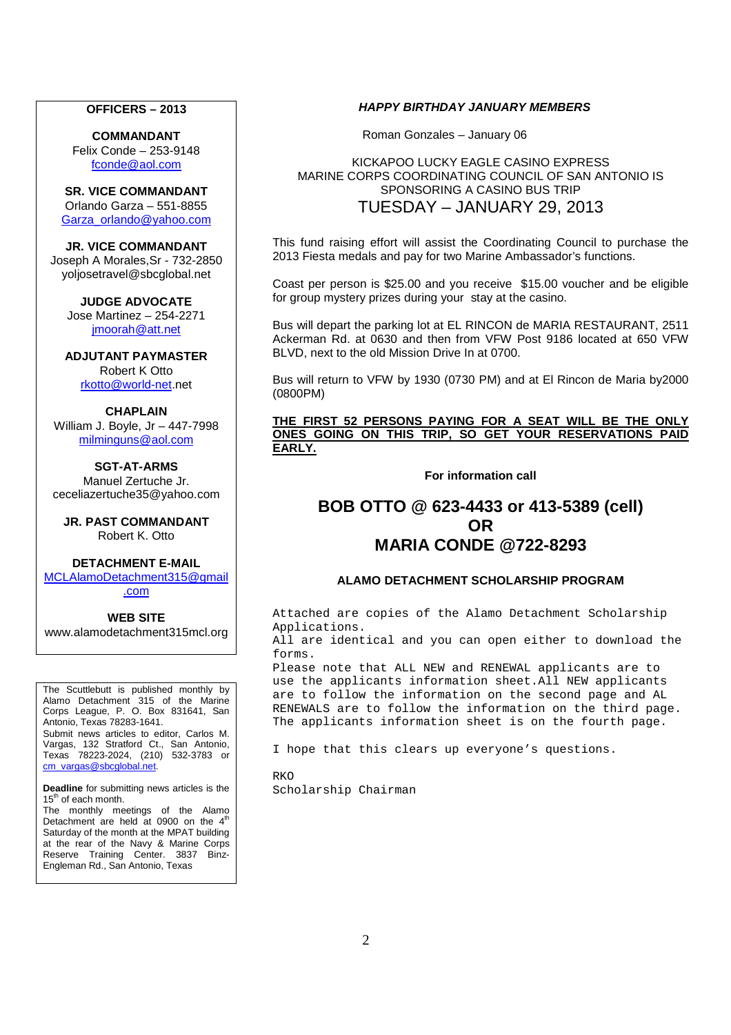**OFFICERS – 2013**

**COMMANDANT**
Felix Conde – 253-9148
fconde@aol.com

**SR. VICE COMMANDANT**
Orlando Garza – 551-8855
Garza_orlando@yahoo.com

**JR. VICE COMMANDANT**
Joseph A Morales,Sr - 732-2850
yoljosetravel@sbcglobal.net

**JUDGE ADVOCATE**
Jose Martinez – 254-2271
jmoorah@att.net

**ADJUTANT PAYMASTER**
Robert K Otto
rkotto@world-net.net

**CHAPLAIN**
William J. Boyle, Jr – 447-7998
milminguns@aol.com

**SGT-AT-ARMS**
Manuel Zertuche Jr.
ceceliazertuche35@yahoo.com

**JR. PAST COMMANDANT**
Robert K. Otto

**DETACHMENT E-MAIL**
MCLAlamoDetachment315@gmail.com

**WEB SITE**
www.alamodetachment315mcl.org

The Scuttlebutt is published monthly by Alamo Detachment 315 of the Marine Corps League, P. O. Box 831641, San Antonio, Texas 78283-1641.
Submit news articles to editor, Carlos M. Vargas, 132 Stratford Ct., San Antonio, Texas 78223-2024, (210) 532-3783 or cm_vargas@sbcglobal.net.

**Deadline** for submitting news articles is the 15th of each month.
The monthly meetings of the Alamo Detachment are held at 0900 on the 4th Saturday of the month at the MPAT building at the rear of the Navy & Marine Corps Reserve Training Center. 3837 Binz-Engleman Rd., San Antonio, Texas

***HAPPY BIRTHDAY JANUARY MEMBERS***

Roman Gonzales – January 06

KICKAPOO LUCKY EAGLE CASINO EXPRESS
MARINE CORPS COORDINATING COUNCIL OF SAN ANTONIO IS SPONSORING A CASINO BUS TRIP

TUESDAY – JANUARY 29, 2013

This fund raising effort will assist the Coordinating Council to purchase the 2013 Fiesta medals and pay for two Marine Ambassador's functions.

Coast per person is $25.00 and you receive $15.00 voucher and be eligible for group mystery prizes during your stay at the casino.

Bus will depart the parking lot at EL RINCON de MARIA RESTAURANT, 2511 Ackerman Rd. at 0630 and then from VFW Post 9186 located at 650 VFW BLVD, next to the old Mission Drive In at 0700.

Bus will return to VFW by 1930 (0730 PM) and at El Rincon de Maria by2000 (0800PM)

**THE FIRST 52 PERSONS PAYING FOR A SEAT WILL BE THE ONLY ONES GOING ON THIS TRIP, SO GET YOUR RESERVATIONS PAID EARLY.**

**For information call**

## BOB OTTO @ 623-4433 or 413-5389 (cell)
## OR
## MARIA CONDE @722-8293

**ALAMO DETACHMENT SCHOLARSHIP PROGRAM**

Attached are copies of the Alamo Detachment Scholarship Applications.
All are identical and you can open either to download the forms.
Please note that ALL NEW and RENEWAL applicants are to use the applicants information sheet.All NEW applicants are to follow the information on the second page and AL RENEWALS are to follow the information on the third page.
The applicants information sheet is on the fourth page.

I hope that this clears up everyone's questions.

RKO
Scholarship Chairman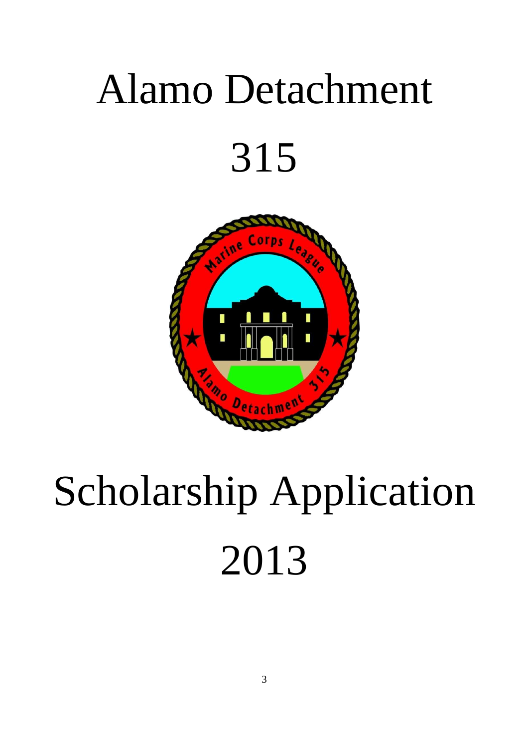# Alamo Detachment

# 315

# Scholarship Application

# 2013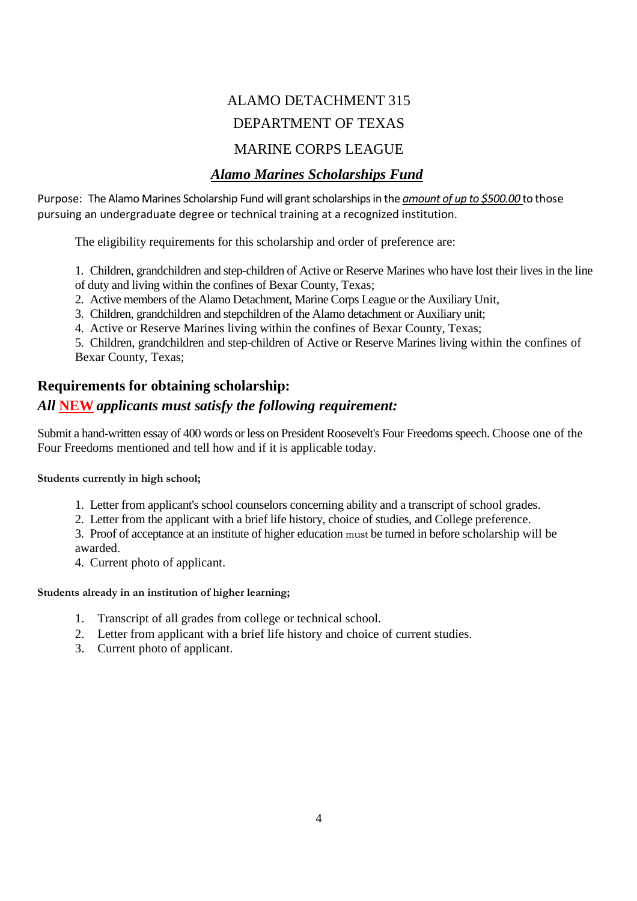# ALAMO DETACHMENT 315

# DEPARTMENT OF TEXAS

# MARINE CORPS LEAGUE

## ***Alamo Marines Scholarships Fund***

Purpose: The Alamo Marines Scholarship Fund will grant scholarships in the ***amount of up to $500.00*** to those pursuing an undergraduate degree or technical training at a recognized institution.

The eligibility requirements for this scholarship and order of preference are:

1. Children, grandchildren and step-children of Active or Reserve Marines who have lost their lives in the line of duty and living within the confines of Bexar County, Texas;
2. Active members of the Alamo Detachment, Marine Corps League or the Auxiliary Unit,
3. Children, grandchildren and stepchildren of the Alamo detachment or Auxiliary unit;
4. Active or Reserve Marines living within the confines of Bexar County, Texas;
5. Children, grandchildren and step-children of Active or Reserve Marines living within the confines of Bexar County, Texas;

## Requirements for obtaining scholarship:

### *All **NEW** applicants must satisfy the following requirement:*

Submit a hand-written essay of 400 words or less on President Roosevelt's Four Freedoms speech. Choose one of the Four Freedoms mentioned and tell how and if it is applicable today.

**Students currently in high school;**

1. Letter from applicant's school counselors concerning ability and a transcript of school grades.
2. Letter from the applicant with a brief life history, choice of studies, and College preference.
3. Proof of acceptance at an institute of higher education must be turned in before scholarship will be awarded.
4. Current photo of applicant.

**Students already in an institution of higher learning;**

1. Transcript of all grades from college or technical school.
2. Letter from applicant with a brief life history and choice of current studies.
3. Current photo of applicant.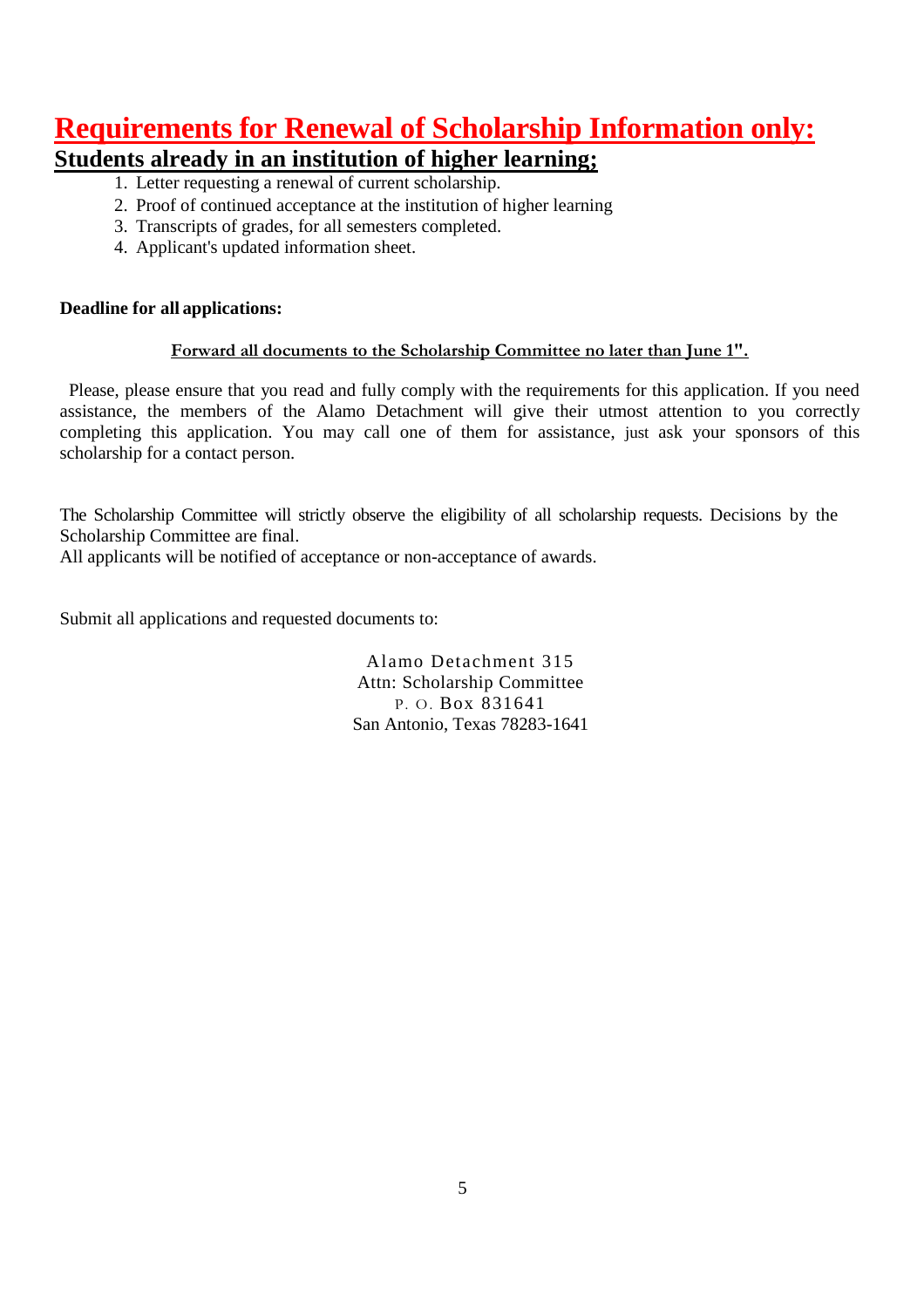# Requirements for Renewal of Scholarship Information only:

## Students already in an institution of higher learning;

1. Letter requesting a renewal of current scholarship.
2. Proof of continued acceptance at the institution of higher learning
3. Transcripts of grades, for all semesters completed.
4. Applicant's updated information sheet.

**Deadline for all applications:**

**Forward all documents to the Scholarship Committee no later than June 1".**

Please, please ensure that you read and fully comply with the requirements for this application. If you need assistance, the members of the Alamo Detachment will give their utmost attention to you correctly completing this application. You may call one of them for assistance, just ask your sponsors of this scholarship for a contact person.

The Scholarship Committee will strictly observe the eligibility of all scholarship requests. Decisions by the Scholarship Committee are final.
All applicants will be notified of acceptance or non-acceptance of awards.

Submit all applications and requested documents to:

Alamo Detachment 315
Attn: Scholarship Committee
P. O. Box 831641
San Antonio, Texas 78283-1641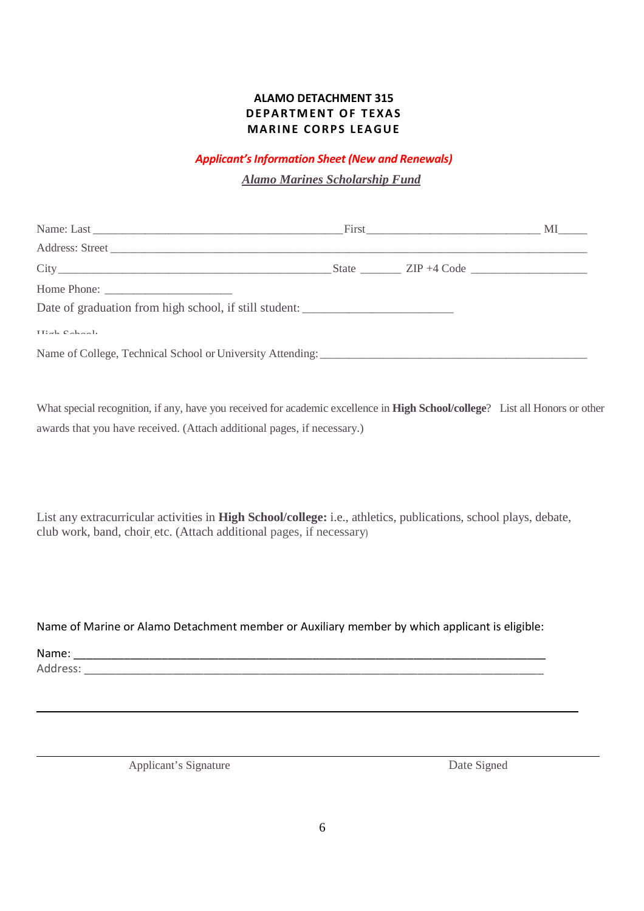**ALAMO DETACHMENT 315**
**DEPARTMENT OF TEXAS**
**MARINE CORPS LEAGUE**

***Applicant's Information Sheet (New and Renewals)***

***Alamo Marines Scholarship Fund***

Name: Last ________________________________________ First ____________________________ MI_____

Address: Street ___________________________________________________________________________

City _______________________________________________ State _______ ZIP +4 Code ___________________

Home Phone: _____________________

Date of graduation from high school, if still student: _________________________

High School:

Name of College, Technical School or University Attending: ______________________________________________

What special recognition, if any, have you received for academic excellence in **High School/college**? List all Honors or other awards that you have received. (Attach additional pages, if necessary.)

List any extracurricular activities in **High School/college:** i.e., athletics, publications, school plays, debate, club work, band, choir, etc. (Attach additional pages, if necessary)

Name of Marine or Alamo Detachment member or Auxiliary member by which applicant is eligible:

Name: ______________________________________________________________________________

Address: ____________________________________________________________________________

_____________________________________________________________________________________

Applicant's Signature Date Signed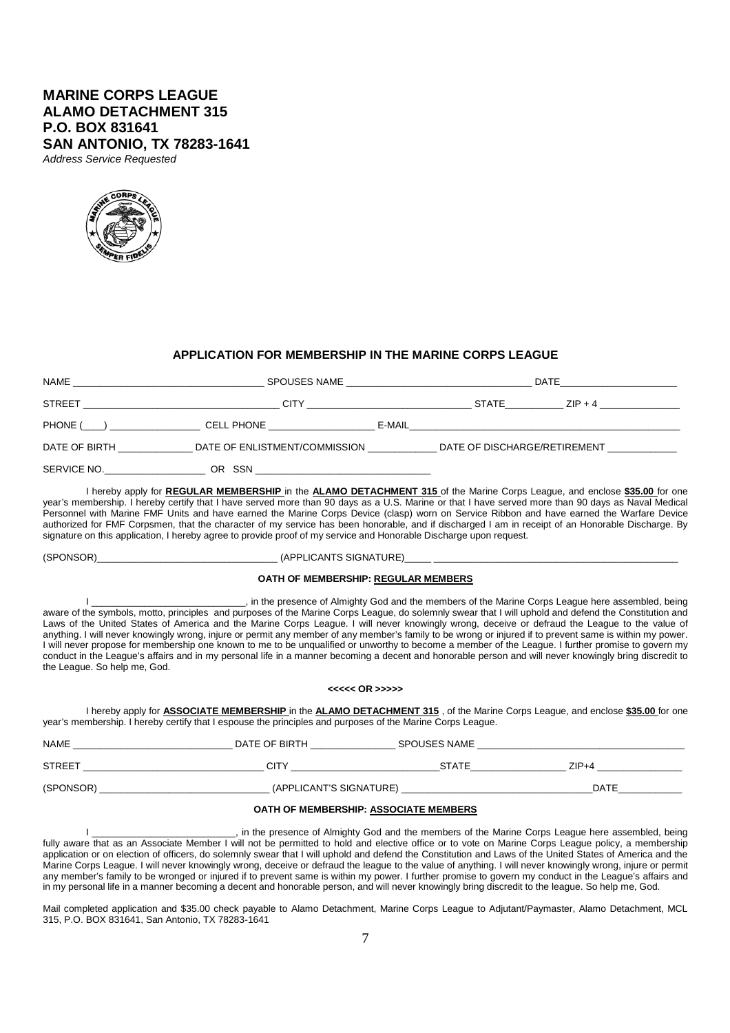**MARINE CORPS LEAGUE**
**ALAMO DETACHMENT 315**
**P.O. BOX 831641**
**SAN ANTONIO, TX 78283-1641**
*Address Service Requested*

## APPLICATION FOR MEMBERSHIP IN THE MARINE CORPS LEAGUE

NAME ___________________________________ SPOUSES NAME __________________________________ DATE______________________

STREET ____________________________________ CITY ______________________________ STATE__________ ZIP + 4 _______________

PHONE (____) ________________ CELL PHONE ___________________ E-MAIL_______________________________________________

DATE OF BIRTH _____________ DATE OF ENLISTMENT/COMMISSION ____________ DATE OF DISCHARGE/RETIREMENT ____________

SERVICE NO.__________________ OR SSN ________________________________

I hereby apply for **REGULAR MEMBERSHIP** in the **ALAMO DETACHMENT 315** of the Marine Corps League, and enclose **$35.00** for one year's membership. I hereby certify that I have served more than 90 days as a U.S. Marine or that I have served more than 90 days as Naval Medical Personnel with Marine FMF Units and have earned the Marine Corps Device (clasp) worn on Service Ribbon and have earned the Warfare Device authorized for FMF Corpsmen, that the character of my service has been honorable, and if discharged I am in receipt of an Honorable Discharge. By signature on this application, I hereby agree to provide proof of my service and Honorable Discharge upon request.

(SPONSOR)_________________________________ (APPLICANTS SIGNATURE)_____ _______________________________________________

**OATH OF MEMBERSHIP: REGULAR MEMBERS**

I ____________________________, in the presence of Almighty God and the members of the Marine Corps League here assembled, being aware of the symbols, motto, principles and purposes of the Marine Corps League, do solemnly swear that I will uphold and defend the Constitution and Laws of the United States of America and the Marine Corps League. I will never knowingly wrong, deceive or defraud the League to the value of anything. I will never knowingly wrong, injure or permit any member of any member's family to be wrong or injured if to prevent same is within my power. I will never propose for membership one known to me to be unqualified or unworthy to become a member of the League. I further promise to govern my conduct in the League's affairs and in my personal life in a manner becoming a decent and honorable person and will never knowingly bring discredit to the League. So help me, God.

**<<<<< OR >>>>>**

I hereby apply for **ASSOCIATE MEMBERSHIP** in the **ALAMO DETACHMENT 315** , of the Marine Corps League, and enclose **$35.00** for one year's membership. I hereby certify that I espouse the principles and purposes of the Marine Corps League.

NAME _____________________________ DATE OF BIRTH _______________ SPOUSES NAME _______________________________________

STREET _________________________________ CITY ___________________________STATE_________________ ZIP+4 ________________

(SPONSOR) _______________________________ (APPLICANT'S SIGNATURE) ___________________________________DATE___________

**OATH OF MEMBERSHIP: ASSOCIATE MEMBERS**

I __________________________, in the presence of Almighty God and the members of the Marine Corps League here assembled, being fully aware that as an Associate Member I will not be permitted to hold and elective office or to vote on Marine Corps League policy, a membership application or on election of officers, do solemnly swear that I will uphold and defend the Constitution and Laws of the United States of America and the Marine Corps League. I will never knowingly wrong, deceive or defraud the league to the value of anything. I will never knowingly wrong, injure or permit any member's family to be wronged or injured if to prevent same is within my power. I further promise to govern my conduct in the League's affairs and in my personal life in a manner becoming a decent and honorable person, and will never knowingly bring discredit to the league. So help me, God.

Mail completed application and $35.00 check payable to Alamo Detachment, Marine Corps League to Adjutant/Paymaster, Alamo Detachment, MCL 315, P.O. BOX 831641, San Antonio, TX 78283-1641